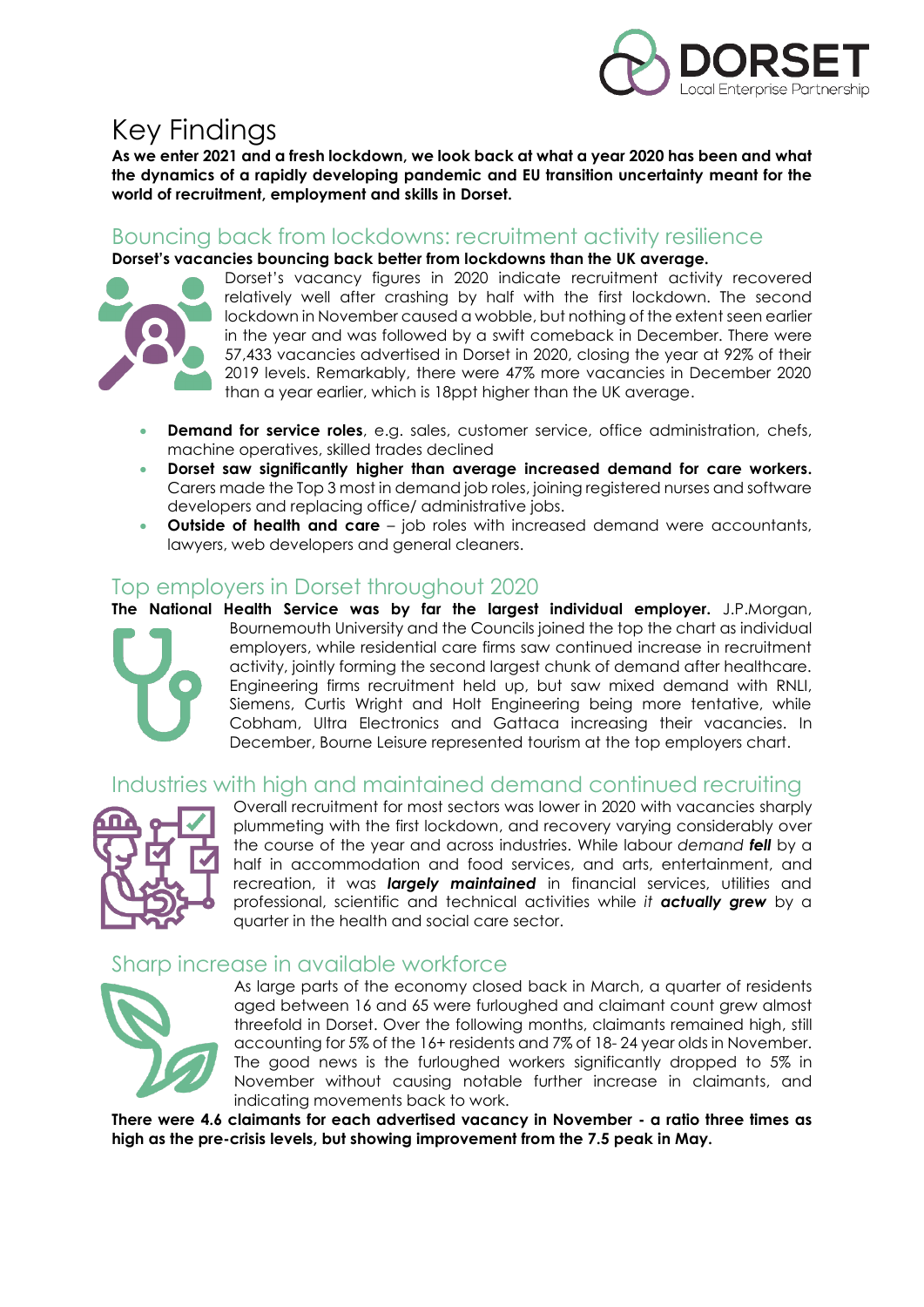# Key Findings

**As we enter 2021 and a fresh lockdown, we look back at what a year 2020 has been and what the dynamics of a rapidly developing pandemic and EU transition uncertainty meant for the world of recruitment, employment and skills in Dorset.**

## Bouncing back from lockdowns: recruitment activity resilience

**Dorset's vacancies bouncing back better from lockdowns than the UK average.**

Dorset's vacancy figures in 2020 indicate recruitment activity recovered relatively well after crashing by half with the first lockdown. The second lockdown in November caused a wobble, but nothing of the extent seen earlier in the year and was followed by a swift comeback in December. There were 57,433 vacancies advertised in Dorset in 2020, closing the year at 92% of their 2019 levels. Remarkably, there were 47% more vacancies in December 2020 than a year earlier, which is 18ppt higher than the UK average.

- **Demand for service roles**, e.g. sales, customer service, office administration, chefs, machine operatives, skilled trades declined
- **Dorset saw significantly higher than average increased demand for care workers.** Carers made the Top 3 most in demand job roles, joining registered nurses and software developers and replacing office/ administrative jobs.
- **Outside of health and care** – job roles with increased demand were accountants, lawyers, web developers and general cleaners.

## Top employers in Dorset throughout 2020

**The National Health Service was by far the largest individual employer.** J.P.Morgan, Bournemouth University and the Councils joined the top the chart as individual employers, while residential care firms saw continued increase in recruitment activity, jointly forming the second largest chunk of demand after healthcare. Engineering firms recruitment held up, but saw mixed demand with RNLI, Siemens, Curtis Wright and Holt Engineering being more tentative, while Cobham, Ultra Electronics and Gattaca increasing their vacancies. In December, Bourne Leisure represented tourism at the top employers chart.

## Industries with high and maintained demand continued recruiting

Overall recruitment for most sectors was lower in 2020 with vacancies sharply plummeting with the first lockdown, and recovery varying considerably over the course of the year and across industries. While labour *demand **fell*** by a half in accommodation and food services, and arts, entertainment, and recreation, it was ***largely maintained*** in financial services, utilities and professional, scientific and technical activities while *it **actually grew*** by a quarter in the health and social care sector.

## Sharp increase in available workforce

As large parts of the economy closed back in March, a quarter of residents aged between 16 and 65 were furloughed and claimant count grew almost threefold in Dorset. Over the following months, claimants remained high, still accounting for 5% of the 16+ residents and 7% of 18- 24 year olds in November. The good news is the furloughed workers significantly dropped to 5% in November without causing notable further increase in claimants, and indicating movements back to work.

**There were 4.6 claimants for each advertised vacancy in November - a ratio three times as high as the pre-crisis levels, but showing improvement from the 7.5 peak in May.**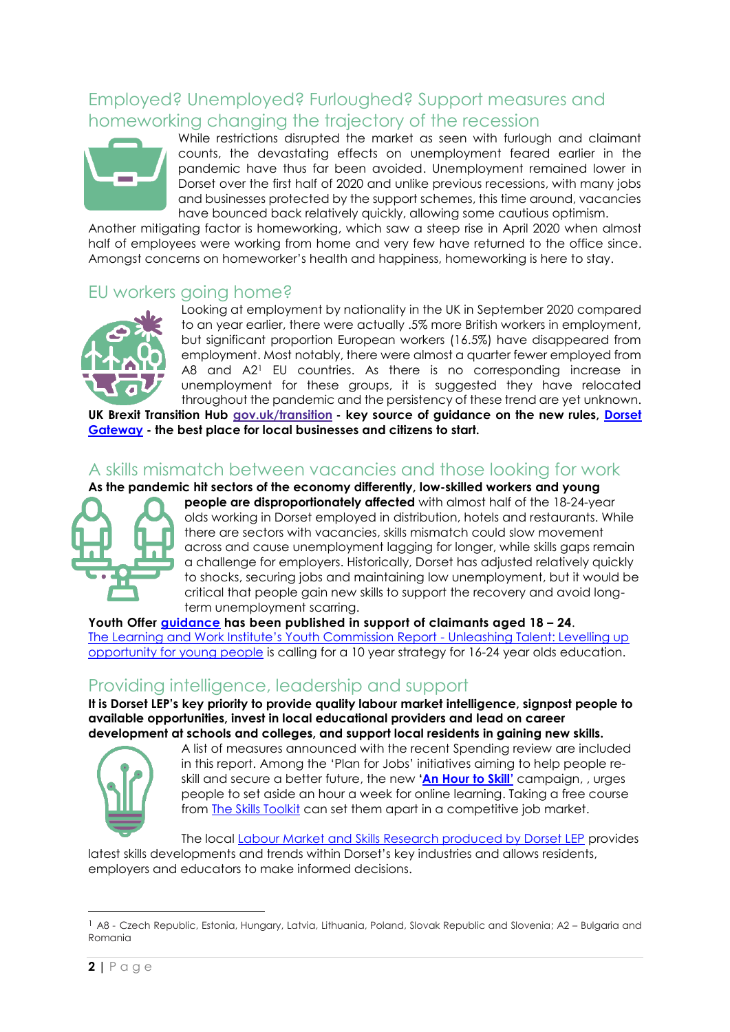## Employed? Unemployed? Furloughed? Support measures and homeworking changing the trajectory of the recession

While restrictions disrupted the market as seen with furlough and claimant counts, the devastating effects on unemployment feared earlier in the pandemic have thus far been avoided. Unemployment remained lower in Dorset over the first half of 2020 and unlike previous recessions, with many jobs and businesses protected by the support schemes, this time around, vacancies have bounced back relatively quickly, allowing some cautious optimism.

Another mitigating factor is homeworking, which saw a steep rise in April 2020 when almost half of employees were working from home and very few have returned to the office since. Amongst concerns on homeworker's health and happiness, homeworking is here to stay.

## EU workers going home?

Looking at employment by nationality in the UK in September 2020 compared to an year earlier, there were actually .5% more British workers in employment, but significant proportion European workers (16.5%) have disappeared from employment. Most notably, there were almost a quarter fewer employed from A8 and A2[1] EU countries. As there is no corresponding increase in unemployment for these groups, it is suggested they have relocated throughout the pandemic and the persistency of these trend are yet unknown.

**UK Brexit Transition Hub gov.uk/transition - key source of guidance on the new rules, Dorset Gateway - the best place for local businesses and citizens to start.**

## A skills mismatch between vacancies and those looking for work

**As the pandemic hit sectors of the economy differently, low-skilled workers and young people are disproportionately affected** with almost half of the 18-24-year olds working in Dorset employed in distribution, hotels and restaurants. While there are sectors with vacancies, skills mismatch could slow movement across and cause unemployment lagging for longer, while skills gaps remain a challenge for employers. Historically, Dorset has adjusted relatively quickly to shocks, securing jobs and maintaining low unemployment, but it would be critical that people gain new skills to support the recovery and avoid long-term unemployment scarring.

**Youth Offer guidance has been published in support of claimants aged 18 – 24.**

The Learning and Work Institute's Youth Commission Report - Unleashing Talent: Levelling up opportunity for young people is calling for a 10 year strategy for 16-24 year olds education.

## Providing intelligence, leadership and support

**It is Dorset LEP's key priority to provide quality labour market intelligence, signpost people to available opportunities, invest in local educational providers and lead on career development at schools and colleges, and support local residents in gaining new skills.**

A list of measures announced with the recent Spending review are included in this report. Among the 'Plan for Jobs' initiatives aiming to help people re-skill and secure a better future, the new **'An Hour to Skill'** campaign, , urges people to set aside an hour a week for online learning. Taking a free course from The Skills Toolkit can set them apart in a competitive job market.

The local Labour Market and Skills Research produced by Dorset LEP provides latest skills developments and trends within Dorset's key industries and allows residents, employers and educators to make informed decisions.

---

[1] A8 - Czech Republic, Estonia, Hungary, Latvia, Lithuania, Poland, Slovak Republic and Slovenia; A2 – Bulgaria and Romania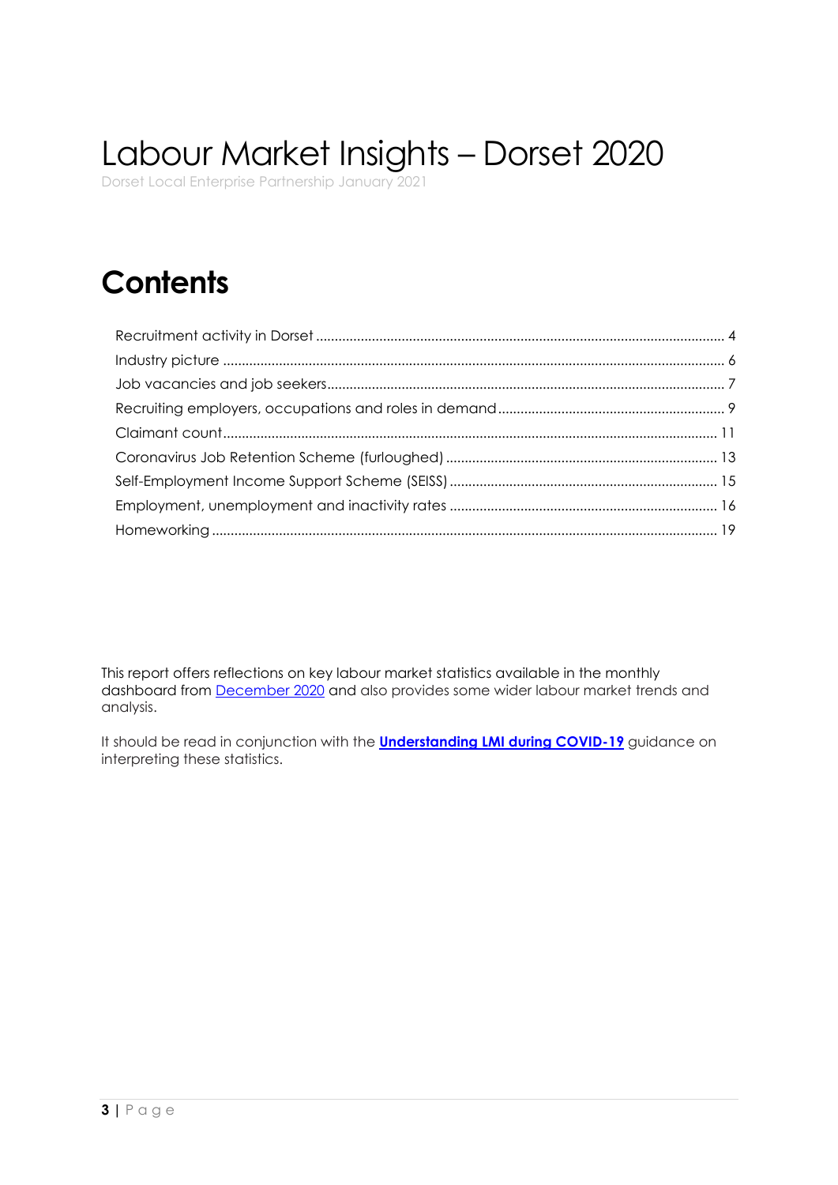# Labour Market Insights – Dorset 2020

Dorset Local Enterprise Partnership January 2021

## Contents

- Recruitment activity in Dorset ........ 4
- Industry picture ........ 6
- Job vacancies and job seekers ........ 7
- Recruiting employers, occupations and roles in demand ........ 9
- Claimant count ........ 11
- Coronavirus Job Retention Scheme (furloughed) ........ 13
- Self-Employment Income Support Scheme (SEISS) ........ 15
- Employment, unemployment and inactivity rates ........ 16
- Homeworking ........ 19

This report offers reflections on key labour market statistics available in the monthly dashboard from December 2020 and also provides some wider labour market trends and analysis.

It should be read in conjunction with the **Understanding LMI during COVID-19** guidance on interpreting these statistics.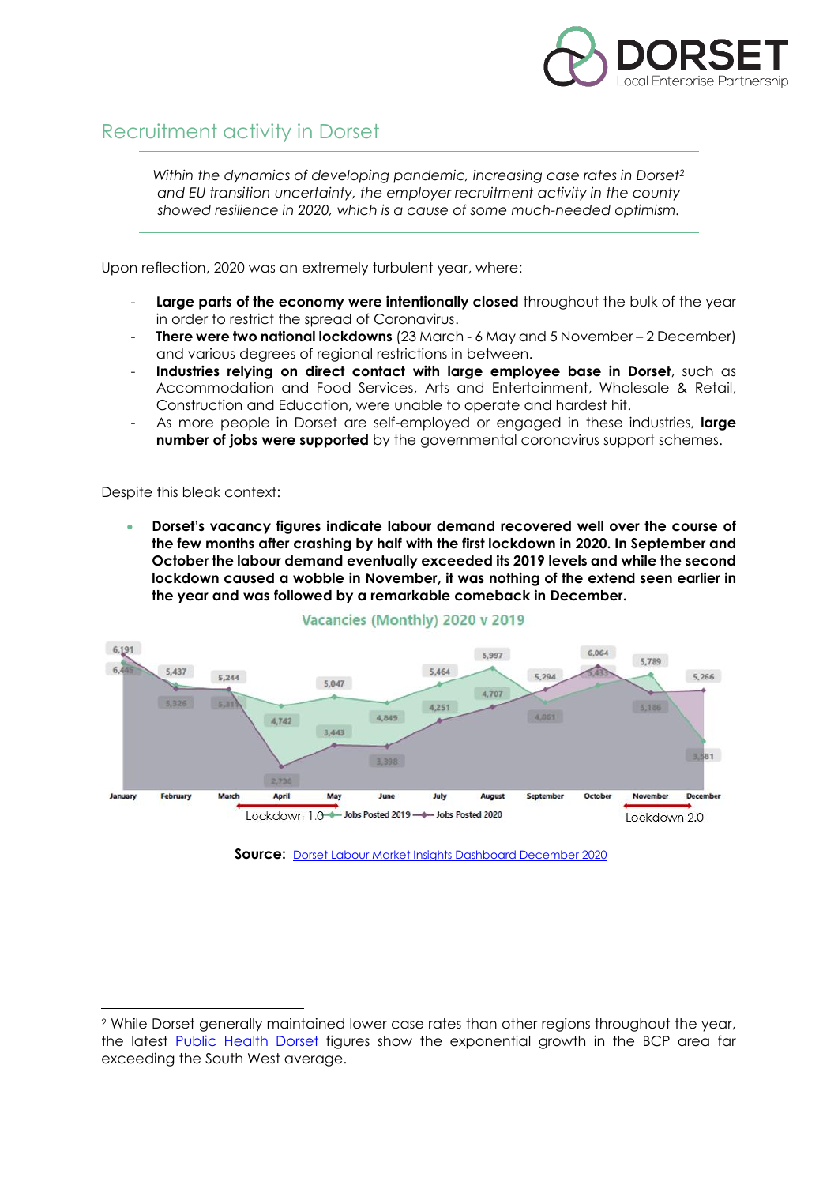# Recruitment activity in Dorset

*Within the dynamics of developing pandemic, increasing case rates in Dorset[2] and EU transition uncertainty, the employer recruitment activity in the county showed resilience in 2020, which is a cause of some much-needed optimism.*

Upon reflection, 2020 was an extremely turbulent year, where:

- **Large parts of the economy were intentionally closed** throughout the bulk of the year in order to restrict the spread of Coronavirus.
- **There were two national lockdowns** (23 March - 6 May and 5 November – 2 December) and various degrees of regional restrictions in between.
- **Industries relying on direct contact with large employee base in Dorset**, such as Accommodation and Food Services, Arts and Entertainment, Wholesale & Retail, Construction and Education, were unable to operate and hardest hit.
- As more people in Dorset are self-employed or engaged in these industries, **large number of jobs were supported** by the governmental coronavirus support schemes.

Despite this bleak context:

- **Dorset's vacancy figures indicate labour demand recovered well over the course of the few months after crashing by half with the first lockdown in 2020. In September and October the labour demand eventually exceeded its 2019 levels and while the second lockdown caused a wobble in November, it was nothing of the extend seen earlier in the year and was followed by a remarkable comeback in December.**

Vacancies (Monthly) 2020 v 2019

| Month | Jobs Posted 2019 | Jobs Posted 2020 |
|---|---|---|
| January | 6,449 | 6,191 |
| February | 5,437 | 5,326 |
| March | 5,244 | 5,313 |
| April | 4,742 | 2,738 |
| May | 5,047 | 3,443 |
| June | 4,849 | 3,398 |
| July | 5,464 | 4,251 |
| August | 5,997 | 4,707 |
| September | 4,861 | 5,294 |
| October | 5,433 | 6,064 |
| November | 5,789 | 5,186 |
| December | 3,581 | 5,266 |

Lockdown 1.0 (March – May); Lockdown 2.0 (November – December)

**Source:** Dorset Labour Market Insights Dashboard December 2020

---

[2] While Dorset generally maintained lower case rates than other regions throughout the year, the latest Public Health Dorset figures show the exponential growth in the BCP area far exceeding the South West average.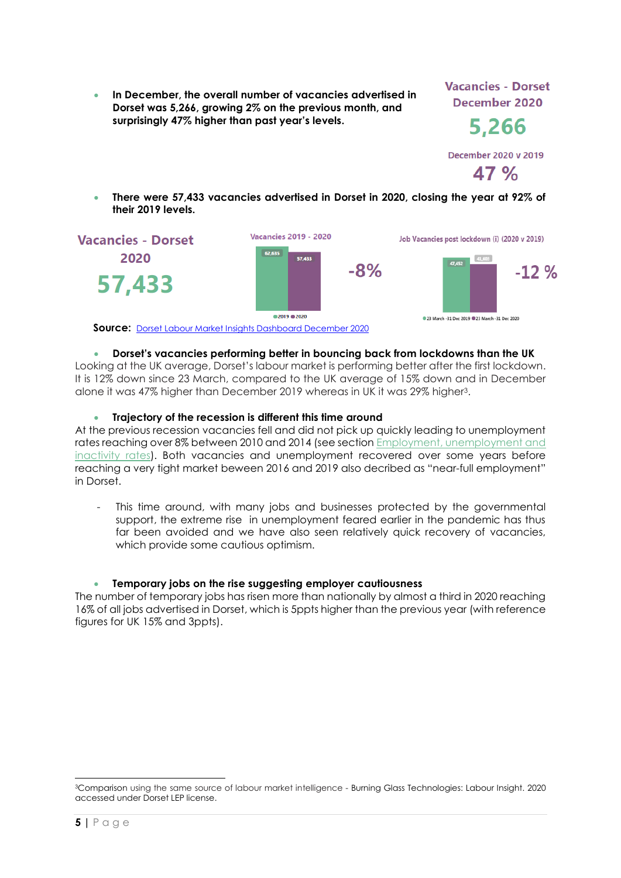- **In December, the overall number of vacancies advertised in Dorset was 5,266, growing 2% on the previous month, and surprisingly 47% higher than past year's levels.**

Vacancies - Dorset December 2020

5,266

December 2020 v 2019

47 %

- **There were 57,433 vacancies advertised in Dorset in 2020, closing the year at 92% of their 2019 levels.**

Vacancies - Dorset 2020

57,433

Vacancies 2019 - 2020

62,635 | 57,433

2019 | 2020

-8%

Job Vacancies post lockdown (i) (2020 v 2019)

47,452 | 41,603

23 March -31 Dec 2019 | 23 March -31 Dec 2020

-12 %

**Source:** Dorset Labour Market Insights Dashboard December 2020

- **Dorset's vacancies performing better in bouncing back from lockdowns than the UK**

Looking at the UK average, Dorset's labour market is performing better after the first lockdown. It is 12% down since 23 March, compared to the UK average of 15% down and in December alone it was 47% higher than December 2019 whereas in UK it was 29% higher[3].

- **Trajectory of the recession is different this time around**

At the previous recession vacancies fell and did not pick up quickly leading to unemployment rates reaching over 8% between 2010 and 2014 (see section Employment, unemployment and inactivity rates). Both vacancies and unemployment recovered over some years before reaching a very tight market beween 2016 and 2019 also decribed as "near-full employment" in Dorset.

- This time around, with many jobs and businesses protected by the governmental support, the extreme rise in unemployment feared earlier in the pandemic has thus far been avoided and we have also seen relatively quick recovery of vacancies, which provide some cautious optimism.

- **Temporary jobs on the rise suggesting employer cautiousness**

The number of temporary jobs has risen more than nationally by almost a third in 2020 reaching 16% of all jobs advertised in Dorset, which is 5ppts higher than the previous year (with reference figures for UK 15% and 3ppts).

[3]Comparison using the same source of labour market intelligence - Burning Glass Technologies: Labour Insight. 2020 accessed under Dorset LEP license.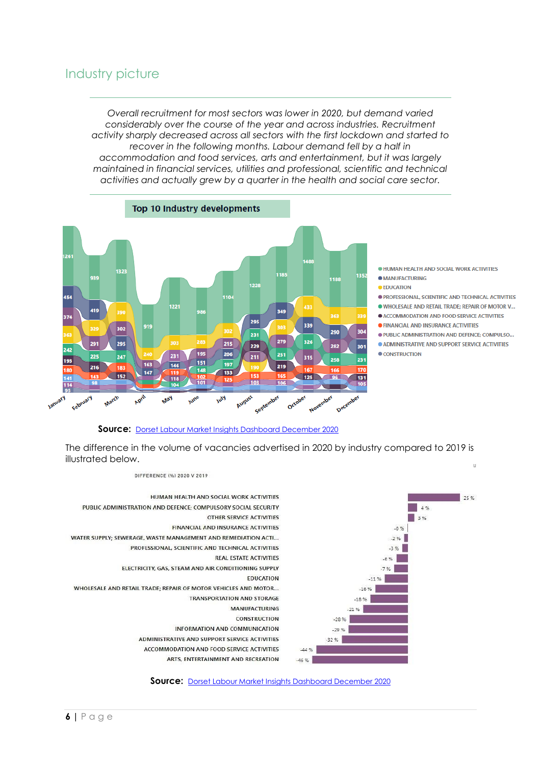## Industry picture

*Overall recruitment for most sectors was lower in 2020, but demand varied considerably over the course of the year and across industries. Recruitment activity sharply decreased across all sectors with the first lockdown and started to recover in the following months. Labour demand fell by a half in accommodation and food services, arts and entertainment, but it was largely maintained in financial services, utilities and professional, scientific and technical activities and actually grew by a quarter in the health and social care sector.*

**Top 10 Industry developments**

**Source:** Dorset Labour Market Insights Dashboard December 2020

The difference in the volume of vacancies advertised in 2020 by industry compared to 2019 is illustrated below.

DIFFERENCE (%) 2020 V 2019

| Industry | Difference |
| --- | --- |
| HUMAN HEALTH AND SOCIAL WORK ACTIVITIES | 25 % |
| PUBLIC ADMINISTRATION AND DEFENCE; COMPULSORY SOCIAL SECURITY | 4 % |
| OTHER SERVICE ACTIVITIES | 3 % |
| FINANCIAL AND INSURANCE ACTIVITIES | -0 % |
| WATER SUPPLY; SEWERAGE, WASTE MANAGEMENT AND REMEDIATION ACTI... | -2 % |
| PROFESSIONAL, SCIENTIFIC AND TECHNICAL ACTIVITIES | -3 % |
| REAL ESTATE ACTIVITIES | -6 % |
| ELECTRICITY, GAS, STEAM AND AIR CONDITIONING SUPPLY | -7 % |
| EDUCATION | -11 % |
| WHOLESALE AND RETAIL TRADE; REPAIR OF MOTOR VEHICLES AND MOTOR... | -16 % |
| TRANSPORTATION AND STORAGE | -18 % |
| MANUFACTURING | -21 % |
| CONSTRUCTION | -28 % |
| INFORMATION AND COMMUNICATION | -29 % |
| ADMINISTRATIVE AND SUPPORT SERVICE ACTIVITIES | -32 % |
| ACCOMMODATION AND FOOD SERVICE ACTIVITIES | -44 % |
| ARTS, ENTERTAINMENT AND RECREATION | -46 % |

**Source:** Dorset Labour Market Insights Dashboard December 2020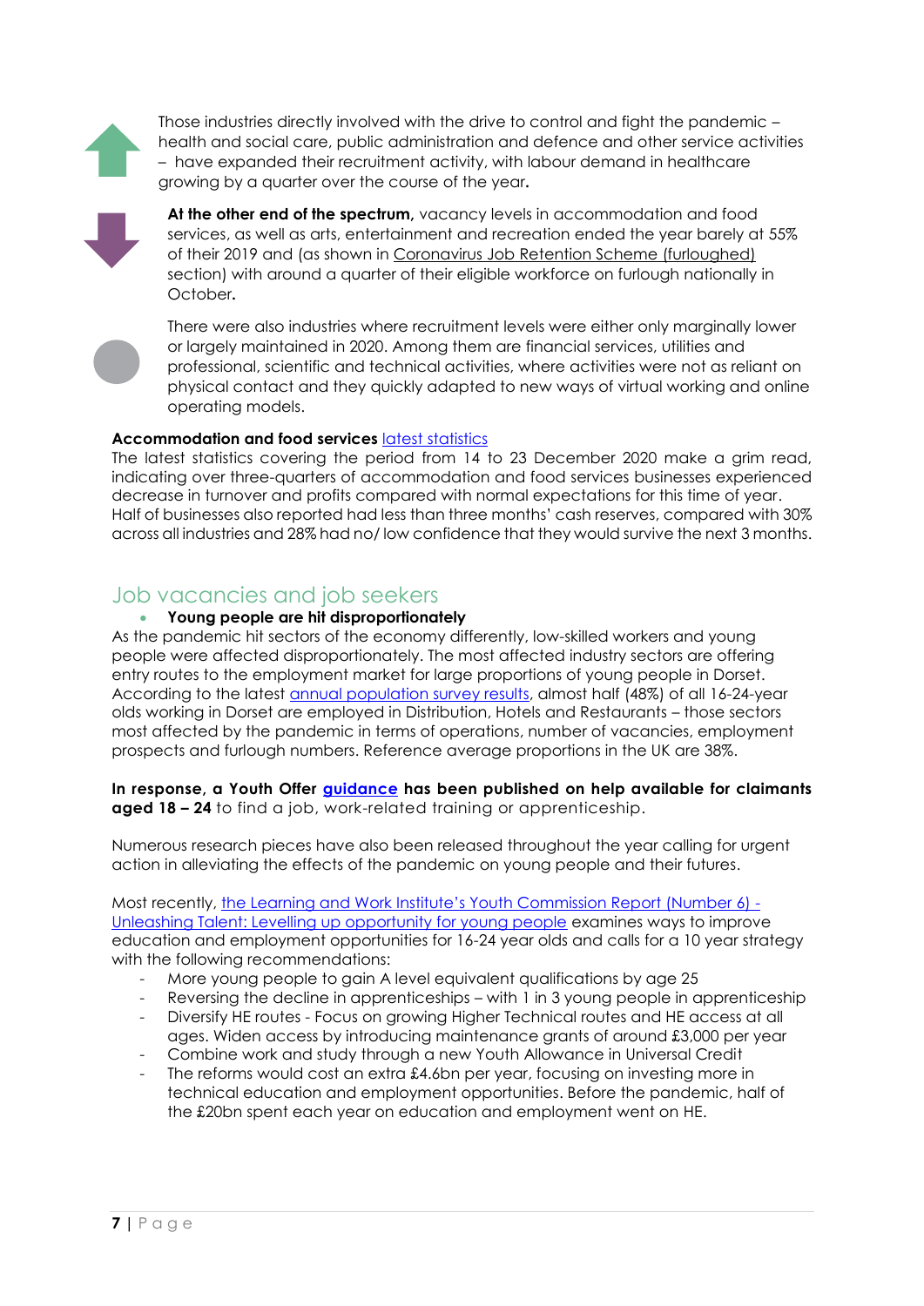Those industries directly involved with the drive to control and fight the pandemic – health and social care, public administration and defence and other service activities – have expanded their recruitment activity, with labour demand in healthcare growing by a quarter over the course of the year**.**

**At the other end of the spectrum,** vacancy levels in accommodation and food services, as well as arts, entertainment and recreation ended the year barely at 55% of their 2019 and (as shown in Coronavirus Job Retention Scheme (furloughed) section) with around a quarter of their eligible workforce on furlough nationally in October**.**

There were also industries where recruitment levels were either only marginally lower or largely maintained in 2020. Among them are financial services, utilities and professional, scientific and technical activities, where activities were not as reliant on physical contact and they quickly adapted to new ways of virtual working and online operating models.

**Accommodation and food services** latest statistics
The latest statistics covering the period from 14 to 23 December 2020 make a grim read, indicating over three-quarters of accommodation and food services businesses experienced decrease in turnover and profits compared with normal expectations for this time of year. Half of businesses also reported had less than three months' cash reserves, compared with 30% across all industries and 28% had no/ low confidence that they would survive the next 3 months.

## Job vacancies and job seekers

- **Young people are hit disproportionately**

As the pandemic hit sectors of the economy differently, low-skilled workers and young people were affected disproportionately. The most affected industry sectors are offering entry routes to the employment market for large proportions of young people in Dorset. According to the latest annual population survey results, almost half (48%) of all 16-24-year olds working in Dorset are employed in Distribution, Hotels and Restaurants – those sectors most affected by the pandemic in terms of operations, number of vacancies, employment prospects and furlough numbers. Reference average proportions in the UK are 38%.

**In response, a Youth Offer guidance has been published on help available for claimants aged 18 – 24** to find a job, work-related training or apprenticeship.

Numerous research pieces have also been released throughout the year calling for urgent action in alleviating the effects of the pandemic on young people and their futures.

Most recently, the Learning and Work Institute's Youth Commission Report (Number 6) - Unleashing Talent: Levelling up opportunity for young people examines ways to improve education and employment opportunities for 16-24 year olds and calls for a 10 year strategy with the following recommendations:

- More young people to gain A level equivalent qualifications by age 25
- Reversing the decline in apprenticeships – with 1 in 3 young people in apprenticeship
- Diversify HE routes - Focus on growing Higher Technical routes and HE access at all ages. Widen access by introducing maintenance grants of around £3,000 per year
- Combine work and study through a new Youth Allowance in Universal Credit
- The reforms would cost an extra £4.6bn per year, focusing on investing more in technical education and employment opportunities. Before the pandemic, half of the £20bn spent each year on education and employment went on HE.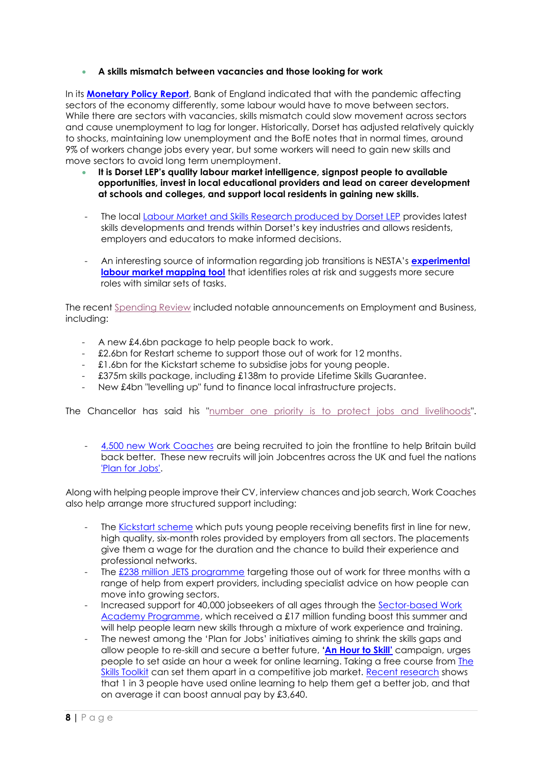- **A skills mismatch between vacancies and those looking for work**

In its **Monetary Policy Report**, Bank of England indicated that with the pandemic affecting sectors of the economy differently, some labour would have to move between sectors. While there are sectors with vacancies, skills mismatch could slow movement across sectors and cause unemployment to lag for longer. Historically, Dorset has adjusted relatively quickly to shocks, maintaining low unemployment and the BofE notes that in normal times, around 9% of workers change jobs every year, but some workers will need to gain new skills and move sectors to avoid long term unemployment.

- **It is Dorset LEP's quality labour market intelligence, signpost people to available opportunities, invest in local educational providers and lead on career development at schools and colleges, and support local residents in gaining new skills.**

- The local Labour Market and Skills Research produced by Dorset LEP provides latest skills developments and trends within Dorset's key industries and allows residents, employers and educators to make informed decisions.

- An interesting source of information regarding job transitions is NESTA's **experimental labour market mapping tool** that identifies roles at risk and suggests more secure roles with similar sets of tasks.

The recent Spending Review included notable announcements on Employment and Business, including:

- A new £4.6bn package to help people back to work.
- £2.6bn for Restart scheme to support those out of work for 12 months.
- £1.6bn for the Kickstart scheme to subsidise jobs for young people.
- £375m skills package, including £138m to provide Lifetime Skills Guarantee.
- New £4bn "levelling up" fund to finance local infrastructure projects.

The Chancellor has said his "number one priority is to protect jobs and livelihoods".

- 4,500 new Work Coaches are being recruited to join the frontline to help Britain build back better. These new recruits will join Jobcentres across the UK and fuel the nations 'Plan for Jobs'.

Along with helping people improve their CV, interview chances and job search, Work Coaches also help arrange more structured support including:

- The Kickstart scheme which puts young people receiving benefits first in line for new, high quality, six-month roles provided by employers from all sectors. The placements give them a wage for the duration and the chance to build their experience and professional networks.
- The £238 million JETS programme targeting those out of work for three months with a range of help from expert providers, including specialist advice on how people can move into growing sectors.
- Increased support for 40,000 jobseekers of all ages through the Sector-based Work Academy Programme, which received a £17 million funding boost this summer and will help people learn new skills through a mixture of work experience and training.
- The newest among the 'Plan for Jobs' initiatives aiming to shrink the skills gaps and allow people to re-skill and secure a better future, **'An Hour to Skill'** campaign, urges people to set aside an hour a week for online learning. Taking a free course from The Skills Toolkit can set them apart in a competitive job market. Recent research shows that 1 in 3 people have used online learning to help them get a better job, and that on average it can boost annual pay by £3,640.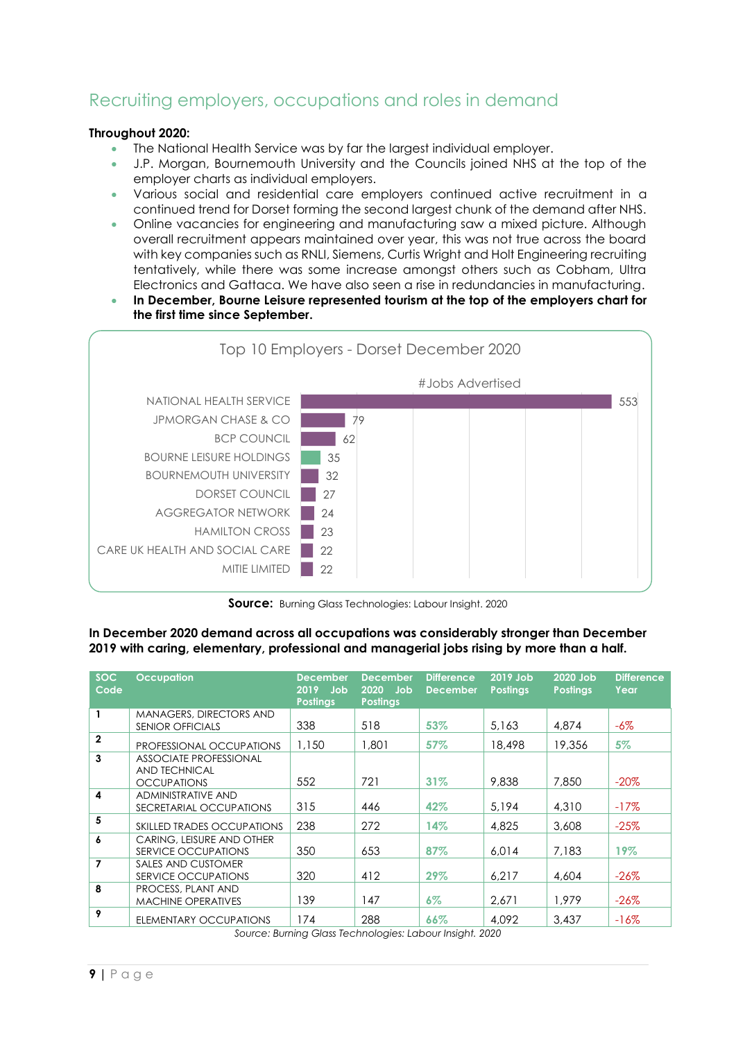## Recruiting employers, occupations and roles in demand

**Throughout 2020:**

- The National Health Service was by far the largest individual employer.
- J.P. Morgan, Bournemouth University and the Councils joined NHS at the top of the employer charts as individual employers.
- Various social and residential care employers continued active recruitment in a continued trend for Dorset forming the second largest chunk of the demand after NHS.
- Online vacancies for engineering and manufacturing saw a mixed picture. Although overall recruitment appears maintained over year, this was not true across the board with key companies such as RNLI, Siemens, Curtis Wright and Holt Engineering recruiting tentatively, while there was some increase amongst others such as Cobham, Ultra Electronics and Gattaca. We have also seen a rise in redundancies in manufacturing.
- **In December, Bourne Leisure represented tourism at the top of the employers chart for the first time since September.**

**Top 10 Employers - Dorset December 2020**

| Employer | #Jobs Advertised |
|---|---|
| NATIONAL HEALTH SERVICE | 553 |
| JPMORGAN CHASE & CO | 79 |
| BCP COUNCIL | 62 |
| BOURNE LEISURE HOLDINGS | 35 |
| BOURNEMOUTH UNIVERSITY | 32 |
| DORSET COUNCIL | 27 |
| AGGREGATOR NETWORK | 24 |
| HAMILTON CROSS | 23 |
| CARE UK HEALTH AND SOCIAL CARE | 22 |
| MITIE LIMITED | 22 |

**Source:** Burning Glass Technologies: Labour Insight. 2020

**In December 2020 demand across all occupations was considerably stronger than December 2019 with caring, elementary, professional and managerial jobs rising by more than a half.**

| SOC Code | Occupation | December 2019 Job Postings | December 2020 Job Postings | Difference December | 2019 Job Postings | 2020 Job Postings | Difference Year |
|---|---|---|---|---|---|---|---|
| 1 | MANAGERS, DIRECTORS AND SENIOR OFFICIALS | 338 | 518 | 53% | 5,163 | 4,874 | -6% |
| 2 | PROFESSIONAL OCCUPATIONS | 1,150 | 1,801 | 57% | 18,498 | 19,356 | 5% |
| 3 | ASSOCIATE PROFESSIONAL AND TECHNICAL OCCUPATIONS | 552 | 721 | 31% | 9,838 | 7,850 | -20% |
| 4 | ADMINISTRATIVE AND SECRETARIAL OCCUPATIONS | 315 | 446 | 42% | 5,194 | 4,310 | -17% |
| 5 | SKILLED TRADES OCCUPATIONS | 238 | 272 | 14% | 4,825 | 3,608 | -25% |
| 6 | CARING, LEISURE AND OTHER SERVICE OCCUPATIONS | 350 | 653 | 87% | 6,014 | 7,183 | 19% |
| 7 | SALES AND CUSTOMER SERVICE OCCUPATIONS | 320 | 412 | 29% | 6,217 | 4,604 | -26% |
| 8 | PROCESS, PLANT AND MACHINE OPERATIVES | 139 | 147 | 6% | 2,671 | 1,979 | -26% |
| 9 | ELEMENTARY OCCUPATIONS | 174 | 288 | 66% | 4,092 | 3,437 | -16% |

*Source: Burning Glass Technologies: Labour Insight. 2020*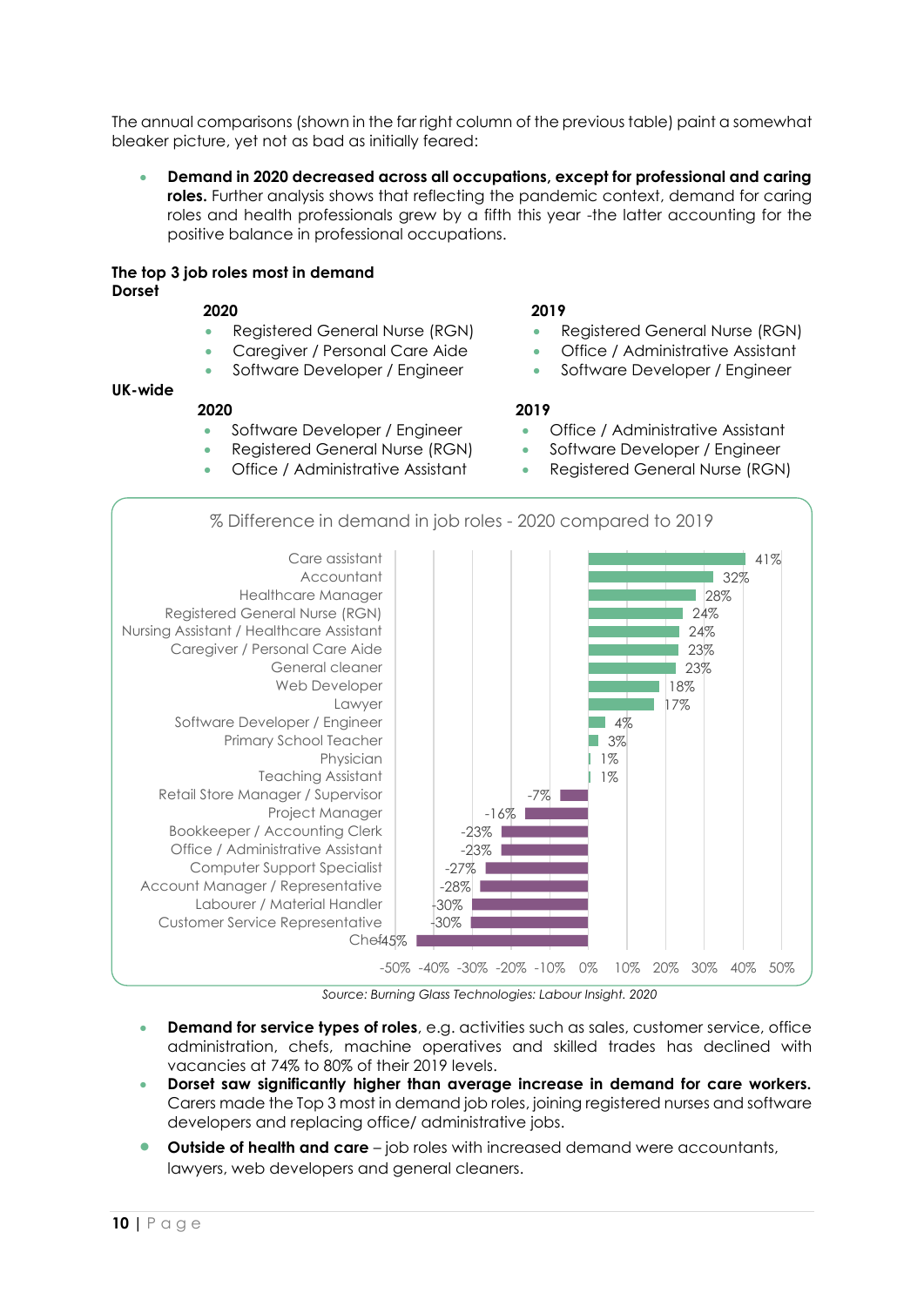The annual comparisons (shown in the far right column of the previous table) paint a somewhat bleaker picture, yet not as bad as initially feared:

- **Demand in 2020 decreased across all occupations, except for professional and caring roles.** Further analysis shows that reflecting the pandemic context, demand for caring roles and health professionals grew by a fifth this year -the latter accounting for the positive balance in professional occupations.

**The top 3 job roles most in demand**

**Dorset**

**2020**

- Registered General Nurse (RGN)
- Caregiver / Personal Care Aide
- Software Developer / Engineer

**2019**

- Registered General Nurse (RGN)
- Office / Administrative Assistant
- Software Developer / Engineer

**UK-wide**

**2020**

- Software Developer / Engineer
- Registered General Nurse (RGN)
- Office / Administrative Assistant

**2019**

- Office / Administrative Assistant
- Software Developer / Engineer
- Registered General Nurse (RGN)

% Difference in demand in job roles - 2020 compared to 2019

| Job role | % Difference |
|---|---|
| Care assistant | 41% |
| Accountant | 32% |
| Healthcare Manager | 28% |
| Registered General Nurse (RGN) | 24% |
| Nursing Assistant / Healthcare Assistant | 24% |
| Caregiver / Personal Care Aide | 23% |
| General cleaner | 23% |
| Web Developer | 18% |
| Lawyer | 17% |
| Software Developer / Engineer | 4% |
| Primary School Teacher | 3% |
| Physician | 1% |
| Teaching Assistant | 1% |
| Retail Store Manager / Supervisor | -7% |
| Project Manager | -16% |
| Bookkeeper / Accounting Clerk | -23% |
| Office / Administrative Assistant | -23% |
| Computer Support Specialist | -27% |
| Account Manager / Representative | -28% |
| Labourer / Material Handler | -30% |
| Customer Service Representative | -30% |
| Chef | -45% |

*Source: Burning Glass Technologies: Labour Insight. 2020*

- **Demand for service types of roles**, e.g. activities such as sales, customer service, office administration, chefs, machine operatives and skilled trades has declined with vacancies at 74% to 80% of their 2019 levels.
- **Dorset saw significantly higher than average increase in demand for care workers.** Carers made the Top 3 most in demand job roles, joining registered nurses and software developers and replacing office/ administrative jobs.
- **Outside of health and care** – job roles with increased demand were accountants, lawyers, web developers and general cleaners.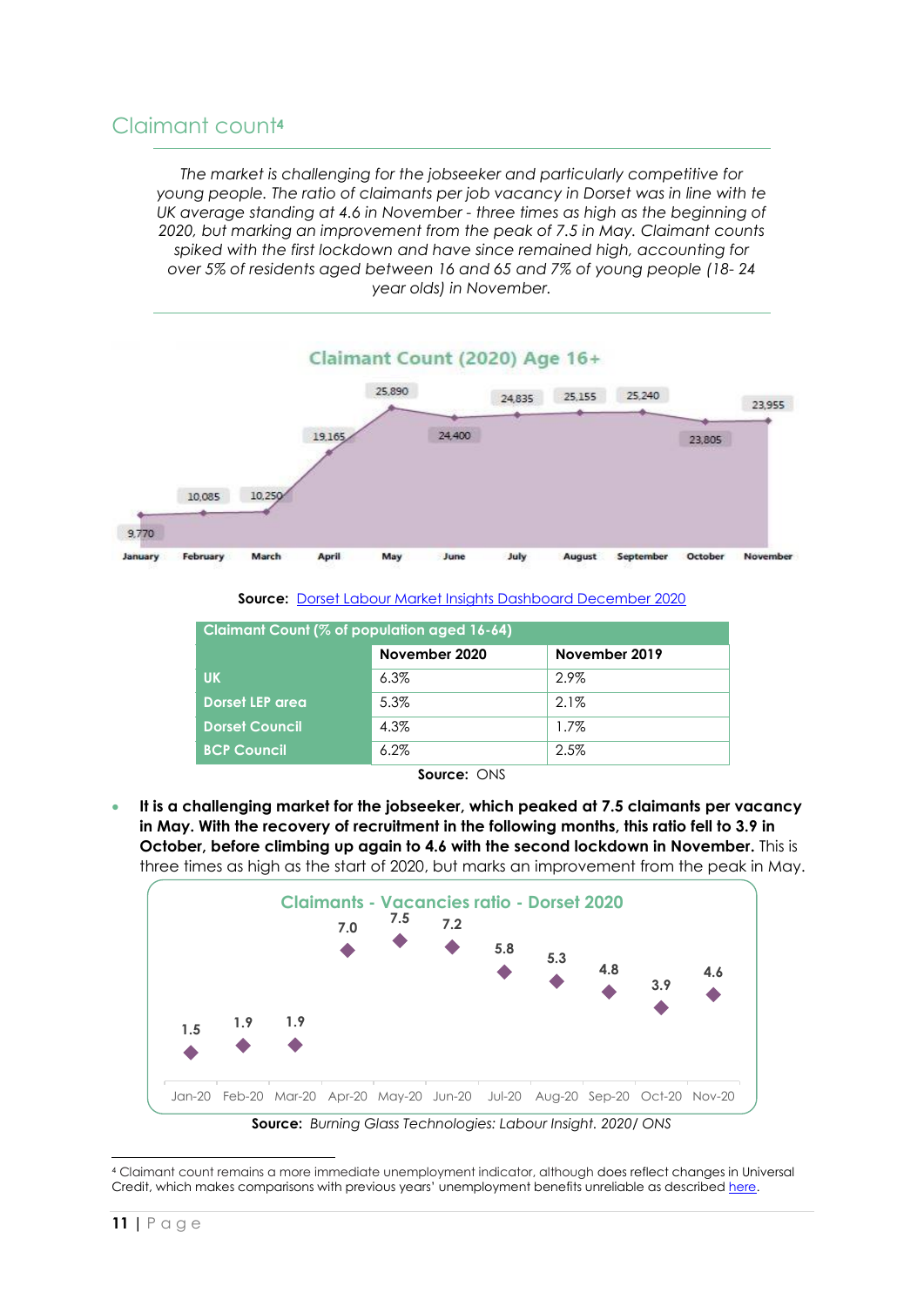## Claimant count[4]

*The market is challenging for the jobseeker and particularly competitive for young people. The ratio of claimants per job vacancy in Dorset was in line with te UK average standing at 4.6 in November - three times as high as the beginning of 2020, but marking an improvement from the peak of 7.5 in May. Claimant counts spiked with the first lockdown and have since remained high, accounting for over 5% of residents aged between 16 and 65 and 7% of young people (18- 24 year olds) in November.*

**Claimant Count (2020) Age 16+**

| Month | Claimant Count |
|---|---|
| January | 9,770 |
| February | 10,085 |
| March | 10,250 |
| April | 19,165 |
| May | 25,890 |
| June | 24,400 |
| July | 24,835 |
| August | 25,155 |
| September | 25,240 |
| October | 23,805 |
| November | 23,955 |

**Source:** Dorset Labour Market Insights Dashboard December 2020

| Claimant Count (% of population aged 16-64) | | |
|---|---|---|
| | November 2020 | November 2019 |
| UK | 6.3% | 2.9% |
| Dorset LEP area | 5.3% | 2.1% |
| Dorset Council | 4.3% | 1.7% |
| BCP Council | 6.2% | 2.5% |

**Source:** ONS

- **It is a challenging market for the jobseeker, which peaked at 7.5 claimants per vacancy in May. With the recovery of recruitment in the following months, this ratio fell to 3.9 in October, before climbing up again to 4.6 with the second lockdown in November.** This is three times as high as the start of 2020, but marks an improvement from the peak in May.

**Claimants - Vacancies ratio - Dorset 2020**

| Month | Ratio |
|---|---|
| Jan-20 | 1.5 |
| Feb-20 | 1.9 |
| Mar-20 | 1.9 |
| Apr-20 | 7.0 |
| May-20 | 7.5 |
| Jun-20 | 7.2 |
| Jul-20 | 5.8 |
| Aug-20 | 5.3 |
| Sep-20 | 4.8 |
| Oct-20 | 3.9 |
| Nov-20 | 4.6 |

**Source:** *Burning Glass Technologies: Labour Insight. 2020/ ONS*

[4] Claimant count remains a more immediate unemployment indicator, although does reflect changes in Universal Credit, which makes comparisons with previous years' unemployment benefits unreliable as described here.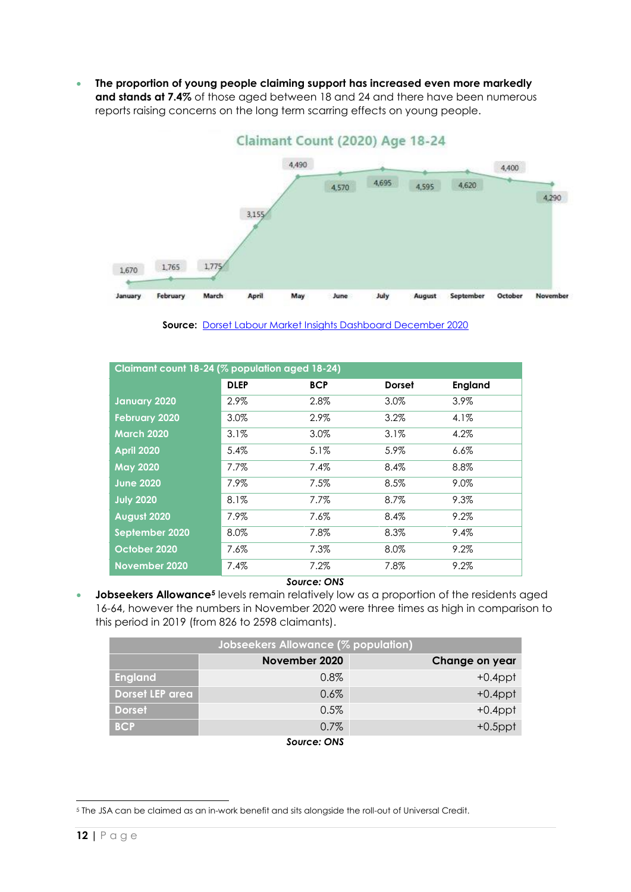- **The proportion of young people claiming support has increased even more markedly and stands at 7.4%** of those aged between 18 and 24 and there have been numerous reports raising concerns on the long term scarring effects on young people.

Claimant Count (2020) Age 18-24

| January | February | March | April | May | June | July | August | September | October | November |
|---|---|---|---|---|---|---|---|---|---|---|
| 1,670 | 1,765 | 1,775 | 3,155 | 4,490 | 4,570 | 4,695 | 4,595 | 4,620 | 4,400 | 4,290 |

**Source:** Dorset Labour Market Insights Dashboard December 2020

| Claimant count 18-24 (% population aged 18-24) | | | | |
|---|---|---|---|---|
| | **DLEP** | **BCP** | **Dorset** | **England** |
| **January 2020** | 2.9% | 2.8% | 3.0% | 3.9% |
| **February 2020** | 3.0% | 2.9% | 3.2% | 4.1% |
| **March 2020** | 3.1% | 3.0% | 3.1% | 4.2% |
| **April 2020** | 5.4% | 5.1% | 5.9% | 6.6% |
| **May 2020** | 7.7% | 7.4% | 8.4% | 8.8% |
| **June 2020** | 7.9% | 7.5% | 8.5% | 9.0% |
| **July 2020** | 8.1% | 7.7% | 8.7% | 9.3% |
| **August 2020** | 7.9% | 7.6% | 8.4% | 9.2% |
| **September 2020** | 8.0% | 7.8% | 8.3% | 9.4% |
| **October 2020** | 7.6% | 7.3% | 8.0% | 9.2% |
| **November 2020** | 7.4% | 7.2% | 7.8% | 9.2% |

***Source: ONS***

- **Jobseekers Allowance**[5] levels remain relatively low as a proportion of the residents aged 16-64, however the numbers in November 2020 were three times as high in comparison to this period in 2019 (from 826 to 2598 claimants).

| Jobseekers Allowance (% population) | | |
|---|---|---|
| | **November 2020** | **Change on year** |
| **England** | 0.8% | +0.4ppt |
| **Dorset LEP area** | 0.6% | +0.4ppt |
| **Dorset** | 0.5% | +0.4ppt |
| **BCP** | 0.7% | +0.5ppt |

***Source: ONS***

[5] The JSA can be claimed as an in-work benefit and sits alongside the roll-out of Universal Credit.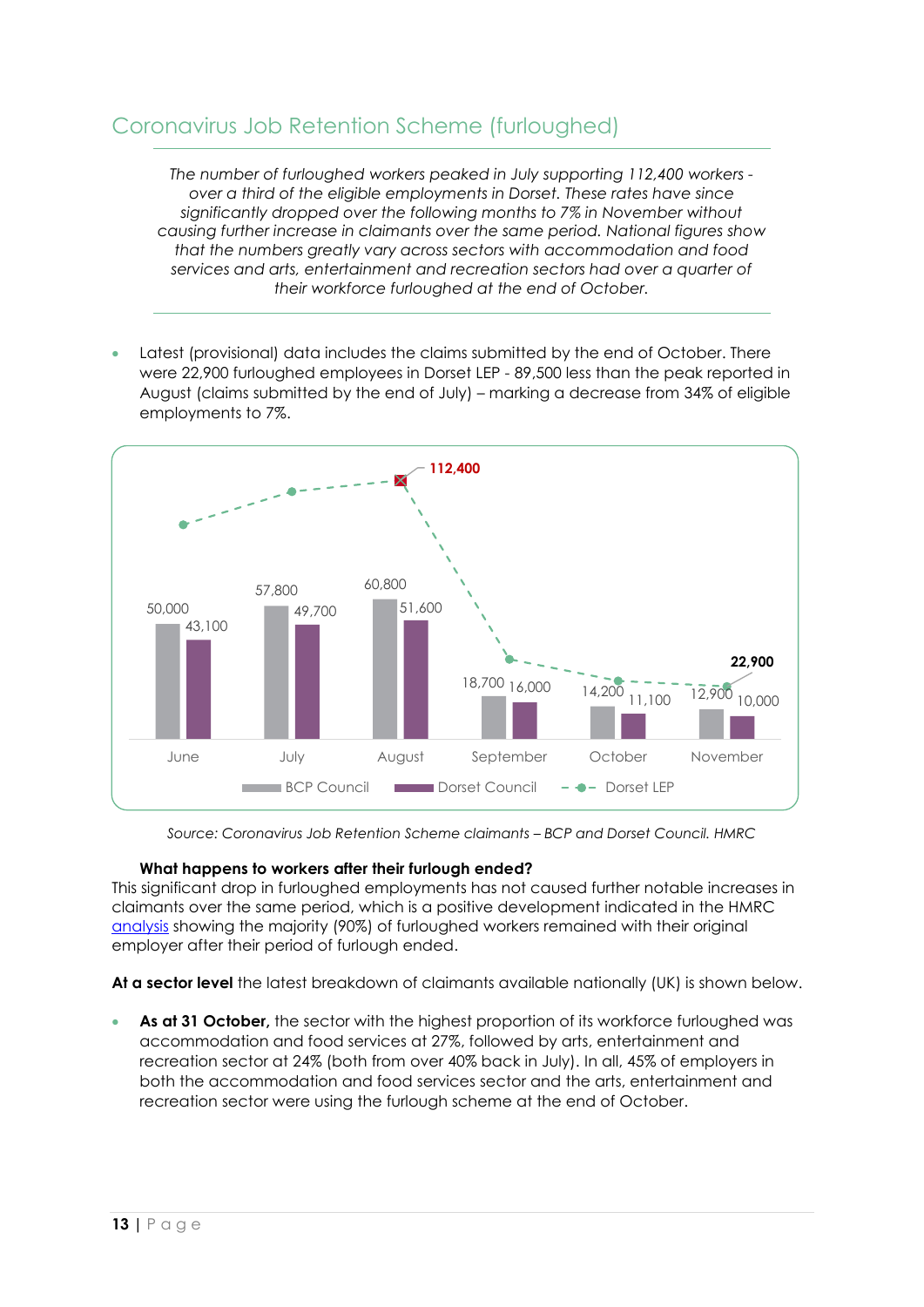## Coronavirus Job Retention Scheme (furloughed)

*The number of furloughed workers peaked in July supporting 112,400 workers - over a third of the eligible employments in Dorset. These rates have since significantly dropped over the following months to 7% in November without causing further increase in claimants over the same period. National figures show that the numbers greatly vary across sectors with accommodation and food services and arts, entertainment and recreation sectors had over a quarter of their workforce furloughed at the end of October.*

- Latest (provisional) data includes the claims submitted by the end of October. There were 22,900 furloughed employees in Dorset LEP - 89,500 less than the peak reported in August (claims submitted by the end of July) – marking a decrease from 34% of eligible employments to 7%.

| | BCP Council | Dorset Council | Dorset LEP |
|---|---|---|---|
| June | 50,000 | 43,100 | |
| July | 57,800 | 49,700 | |
| August | 60,800 | 51,600 | 112,400 |
| September | 18,700 | 16,000 | |
| October | 14,200 | 11,100 | |
| November | 12,900 | 10,000 | 22,900 |

*Source: Coronavirus Job Retention Scheme claimants – BCP and Dorset Council. HMRC*

**What happens to workers after their furlough ended?**

This significant drop in furloughed employments has not caused further notable increases in claimants over the same period, which is a positive development indicated in the HMRC analysis showing the majority (90%) of furloughed workers remained with their original employer after their period of furlough ended.

**At a sector level** the latest breakdown of claimants available nationally (UK) is shown below.

- **As at 31 October,** the sector with the highest proportion of its workforce furloughed was accommodation and food services at 27%, followed by arts, entertainment and recreation sector at 24% (both from over 40% back in July). In all, 45% of employers in both the accommodation and food services sector and the arts, entertainment and recreation sector were using the furlough scheme at the end of October.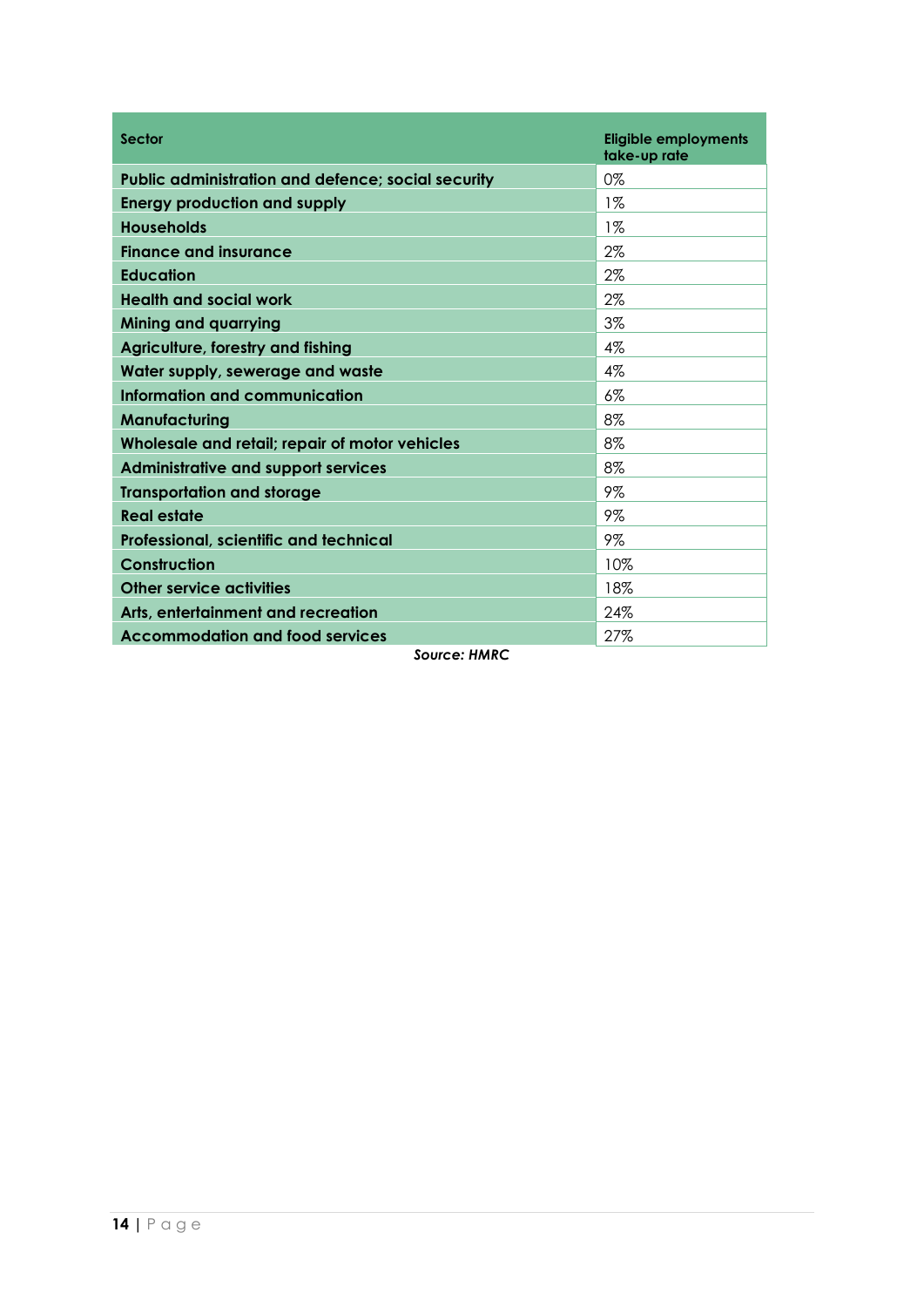| Sector | Eligible employments take-up rate |
|---|---|
| Public administration and defence; social security | 0% |
| Energy production and supply | 1% |
| Households | 1% |
| Finance and insurance | 2% |
| Education | 2% |
| Health and social work | 2% |
| Mining and quarrying | 3% |
| Agriculture, forestry and fishing | 4% |
| Water supply, sewerage and waste | 4% |
| Information and communication | 6% |
| Manufacturing | 8% |
| Wholesale and retail; repair of motor vehicles | 8% |
| Administrative and support services | 8% |
| Transportation and storage | 9% |
| Real estate | 9% |
| Professional, scientific and technical | 9% |
| Construction | 10% |
| Other service activities | 18% |
| Arts, entertainment and recreation | 24% |
| Accommodation and food services | 27% |

*Source: HMRC*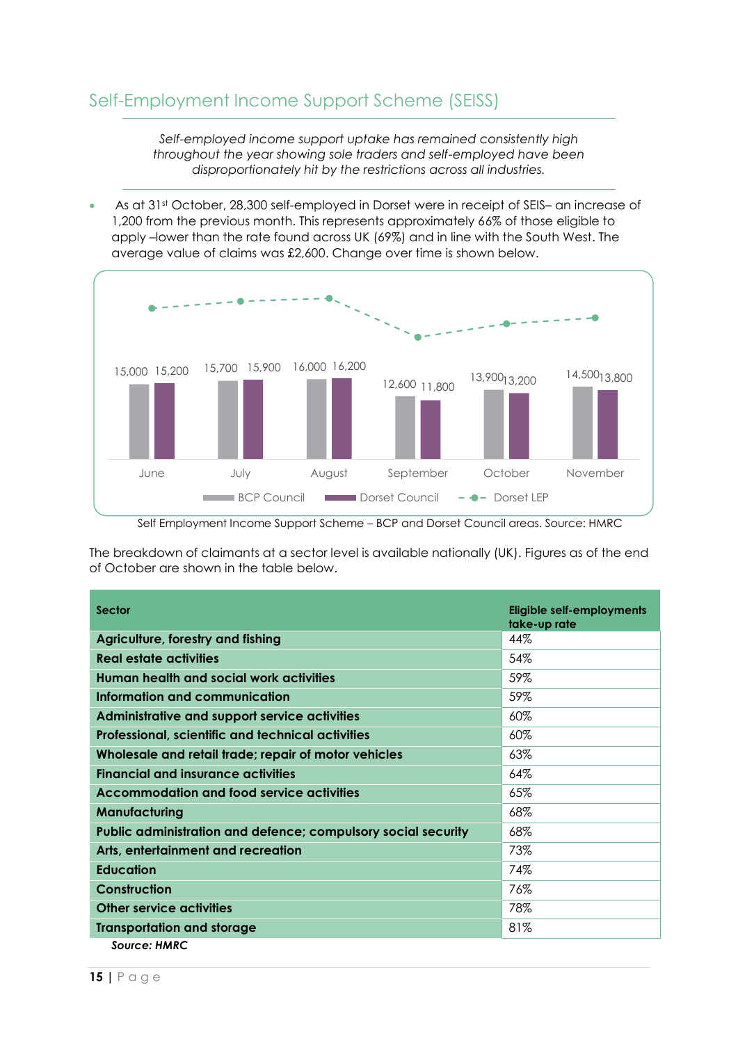## Self-Employment Income Support Scheme (SEISS)

*Self-employed income support uptake has remained consistently high throughout the year showing sole traders and self-employed have been disproportionately hit by the restrictions across all industries.*

- As at 31st October, 28,300 self-employed in Dorset were in receipt of SEIS– an increase of 1,200 from the previous month. This represents approximately 66% of those eligible to apply –lower than the rate found across UK (69%) and in line with the South West. The average value of claims was £2,600. Change over time is shown below.

| Month | BCP Council | Dorset Council |
|---|---|---|
| June | 15,000 | 15,200 |
| July | 15,700 | 15,900 |
| August | 16,000 | 16,200 |
| September | 12,600 | 11,800 |
| October | 13,900 | 13,200 |
| November | 14,500 | 13,800 |

Self Employment Income Support Scheme – BCP and Dorset Council areas. Source: HMRC

The breakdown of claimants at a sector level is available nationally (UK). Figures as of the end of October are shown in the table below.

| Sector | Eligible self-employments take-up rate |
|---|---|
| Agriculture, forestry and fishing | 44% |
| Real estate activities | 54% |
| Human health and social work activities | 59% |
| Information and communication | 59% |
| Administrative and support service activities | 60% |
| Professional, scientific and technical activities | 60% |
| Wholesale and retail trade; repair of motor vehicles | 63% |
| Financial and insurance activities | 64% |
| Accommodation and food service activities | 65% |
| Manufacturing | 68% |
| Public administration and defence; compulsory social security | 68% |
| Arts, entertainment and recreation | 73% |
| Education | 74% |
| Construction | 76% |
| Other service activities | 78% |
| Transportation and storage | 81% |

***Source: HMRC***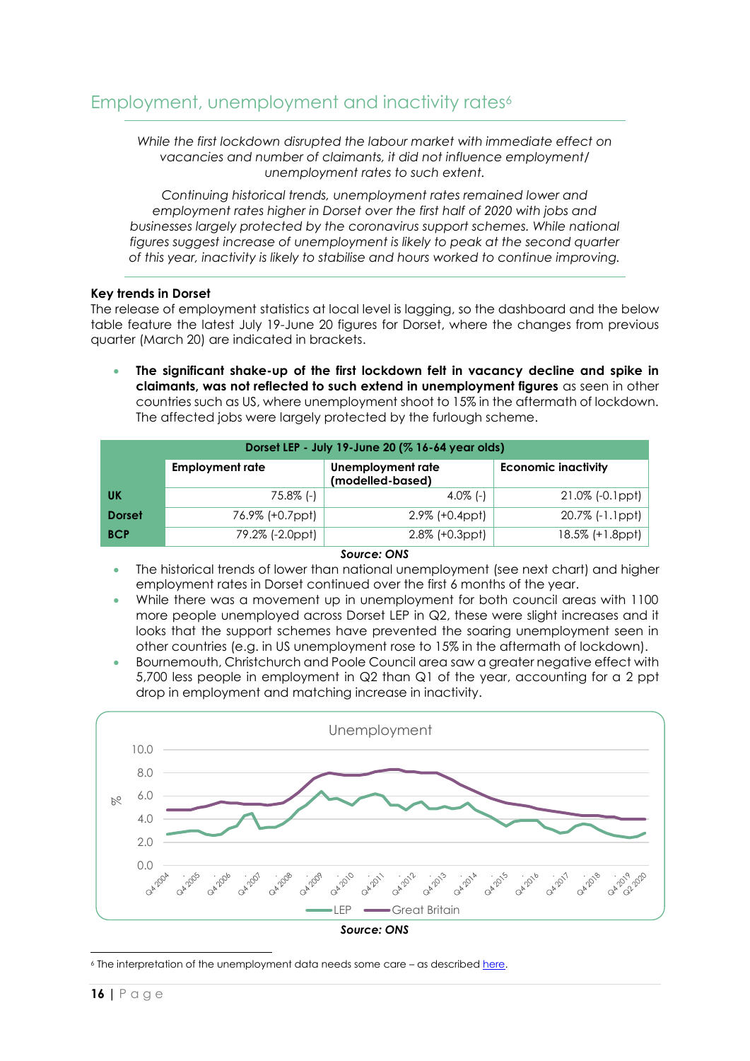## Employment, unemployment and inactivity rates[6]

*While the first lockdown disrupted the labour market with immediate effect on vacancies and number of claimants, it did not influence employment/ unemployment rates to such extent.*

*Continuing historical trends, unemployment rates remained lower and employment rates higher in Dorset over the first half of 2020 with jobs and businesses largely protected by the coronavirus support schemes. While national figures suggest increase of unemployment is likely to peak at the second quarter of this year, inactivity is likely to stabilise and hours worked to continue improving.*

**Key trends in Dorset**

The release of employment statistics at local level is lagging, so the dashboard and the below table feature the latest July 19-June 20 figures for Dorset, where the changes from previous quarter (March 20) are indicated in brackets.

- **The significant shake-up of the first lockdown felt in vacancy decline and spike in claimants, was not reflected to such extend in unemployment figures** as seen in other countries such as US, where unemployment shoot to 15% in the aftermath of lockdown. The affected jobs were largely protected by the furlough scheme.

| Dorset LEP - July 19-June 20 (% 16-64 year olds) | | | |
|---|---|---|---|
| | **Employment rate** | **Unemployment rate (modelled-based)** | **Economic inactivity** |
| **UK** | 75.8% (-) | 4.0% (-) | 21.0% (-0.1ppt) |
| **Dorset** | 76.9% (+0.7ppt) | 2.9% (+0.4ppt) | 20.7% (-1.1ppt) |
| **BCP** | 79.2% (-2.0ppt) | 2.8% (+0.3ppt) | 18.5% (+1.8ppt) |

***Source: ONS***

- The historical trends of lower than national unemployment (see next chart) and higher employment rates in Dorset continued over the first 6 months of the year.
- While there was a movement up in unemployment for both council areas with 1100 more people unemployed across Dorset LEP in Q2, these were slight increases and it looks that the support schemes have prevented the soaring unemployment seen in other countries (e.g. in US unemployment rose to 15% in the aftermath of lockdown).
- Bournemouth, Christchurch and Poole Council area saw a greater negative effect with 5,700 less people in employment in Q2 than Q1 of the year, accounting for a 2 ppt drop in employment and matching increase in inactivity.

***Source: ONS***

[6] The interpretation of the unemployment data needs some care – as described here.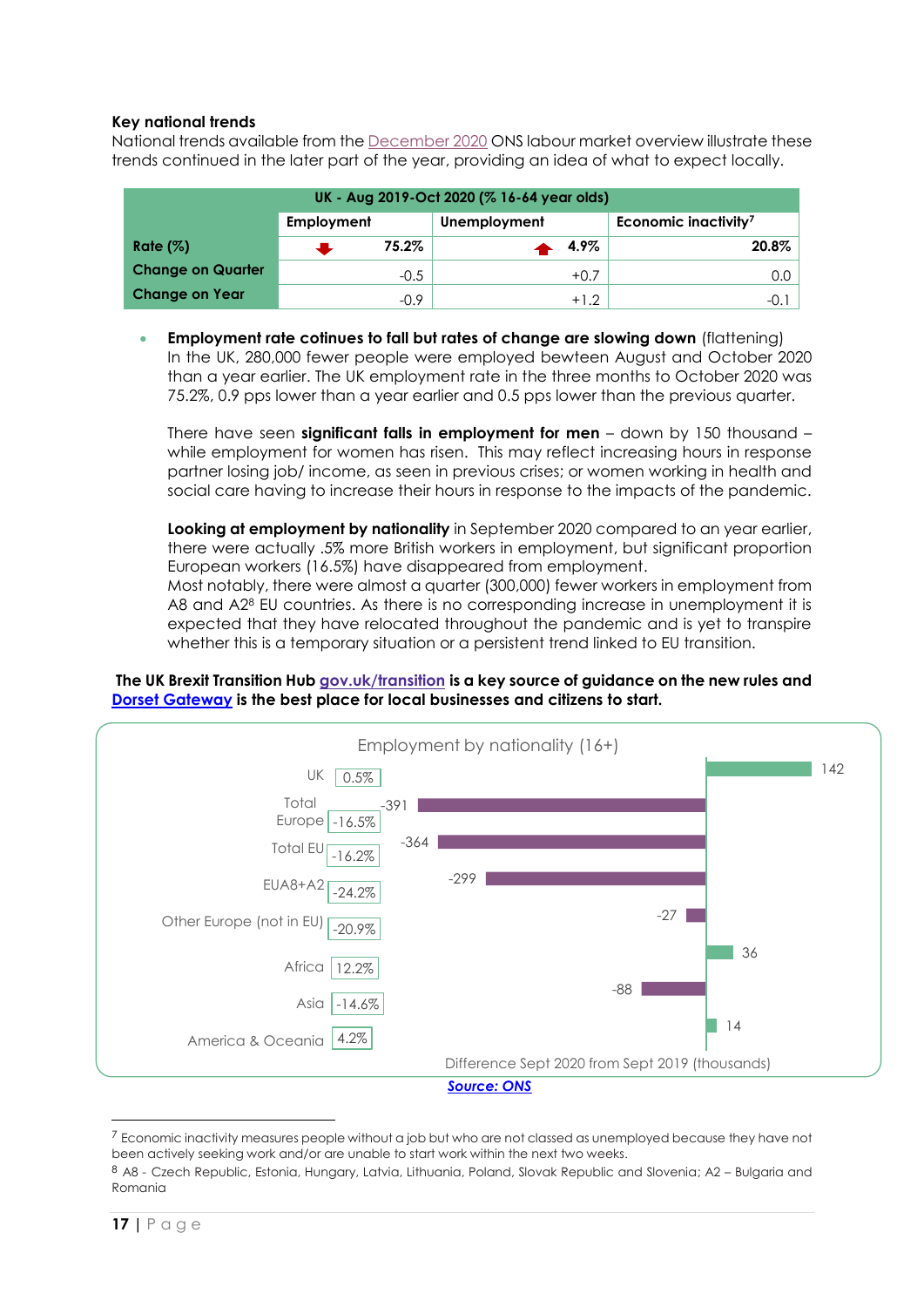**Key national trends**

National trends available from the December 2020 ONS labour market overview illustrate these trends continued in the later part of the year, providing an idea of what to expect locally.

| UK - Aug 2019-Oct 2020 (% 16-64 year olds) | | | |
|---|---|---|---|
| | Employment | Unemployment | Economic inactivity[7] |
| Rate (%) | ↓ 75.2% | ↑ 4.9% | 20.8% |
| Change on Quarter | -0.5 | +0.7 | 0.0 |
| Change on Year | -0.9 | +1.2 | -0.1 |

- **Employment rate cotinues to fall but rates of change are slowing down** (flattening)
  In the UK, 280,000 fewer people were employed bewteen August and October 2020 than a year earlier. The UK employment rate in the three months to October 2020 was 75.2%, 0.9 pps lower than a year earlier and 0.5 pps lower than the previous quarter.

  There have seen **significant falls in employment for men** – down by 150 thousand – while employment for women has risen. This may reflect increasing hours in response partner losing job/ income, as seen in previous crises; or women working in health and social care having to increase their hours in response to the impacts of the pandemic.

  **Looking at employment by nationality** in September 2020 compared to an year earlier, there were actually .5% more British workers in employment, but significant proportion European workers (16.5%) have disappeared from employment.
  Most notably, there were almost a quarter (300,000) fewer workers in employment from A8 and A2[8] EU countries. As there is no corresponding increase in unemployment it is expected that they have relocated throughout the pandemic and is yet to transpire whether this is a temporary situation or a persistent trend linked to EU transition.

**The UK Brexit Transition Hub gov.uk/transition is a key source of guidance on the new rules and Dorset Gateway is the best place for local businesses and citizens to start.**

Employment by nationality (16+)

| Nationality | % change | Difference Sept 2020 from Sept 2019 (thousands) |
|---|---|---|
| UK | 0.5% | 142 |
| Total Europe | -16.5% | -391 |
| Total EU | -16.2% | -364 |
| EUA8+A2 | -24.2% | -299 |
| Other Europe (not in EU) | -20.9% | -27 |
| Africa | 12.2% | 36 |
| Asia | -14.6% | -88 |
| America & Oceania | 4.2% | 14 |

*Source: ONS*

[7] Economic inactivity measures people without a job but who are not classed as unemployed because they have not been actively seeking work and/or are unable to start work within the next two weeks.

[8] A8 - Czech Republic, Estonia, Hungary, Latvia, Lithuania, Poland, Slovak Republic and Slovenia; A2 – Bulgaria and Romania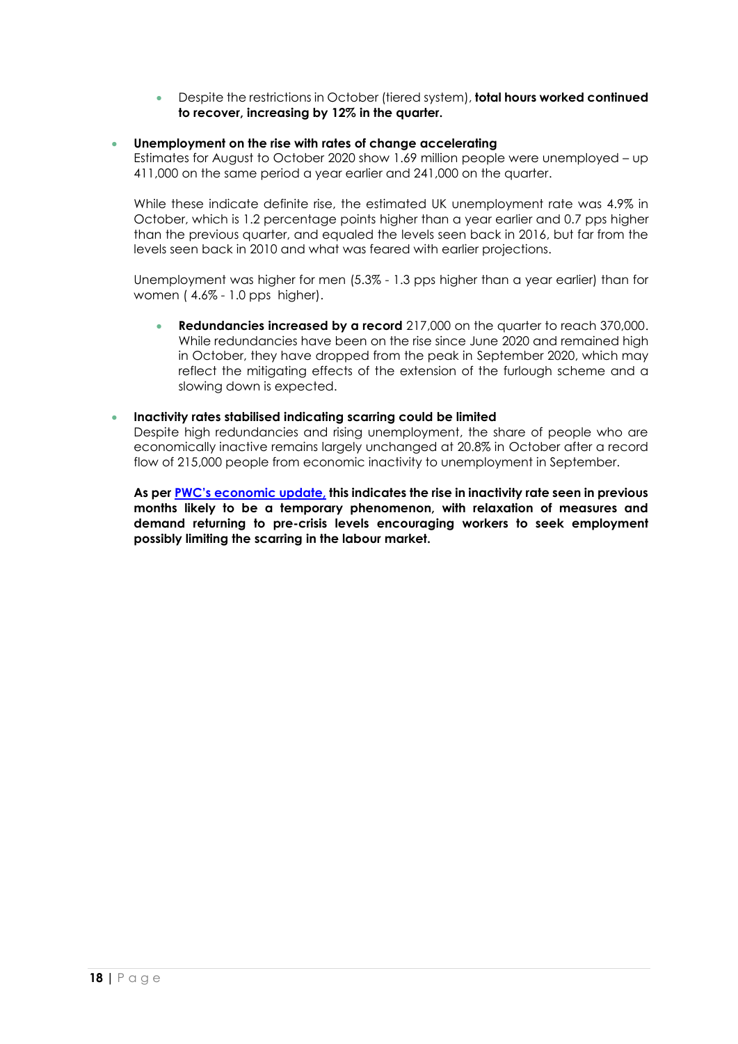- Despite the restrictions in October (tiered system), **total hours worked continued to recover, increasing by 12% in the quarter.**

- **Unemployment on the rise with rates of change accelerating**
  Estimates for August to October 2020 show 1.69 million people were unemployed – up 411,000 on the same period a year earlier and 241,000 on the quarter.

  While these indicate definite rise, the estimated UK unemployment rate was 4.9% in October, which is 1.2 percentage points higher than a year earlier and 0.7 pps higher than the previous quarter, and equaled the levels seen back in 2016, but far from the levels seen back in 2010 and what was feared with earlier projections.

  Unemployment was higher for men (5.3% - 1.3 pps higher than a year earlier) than for women ( 4.6% - 1.0 pps higher).

  - **Redundancies increased by a record** 217,000 on the quarter to reach 370,000. While redundancies have been on the rise since June 2020 and remained high in October, they have dropped from the peak in September 2020, which may reflect the mitigating effects of the extension of the furlough scheme and a slowing down is expected.

- **Inactivity rates stabilised indicating scarring could be limited**
  Despite high redundancies and rising unemployment, the share of people who are economically inactive remains largely unchanged at 20.8% in October after a record flow of 215,000 people from economic inactivity to unemployment in September.

  **As per PWC's economic update, this indicates the rise in inactivity rate seen in previous months likely to be a temporary phenomenon, with relaxation of measures and demand returning to pre-crisis levels encouraging workers to seek employment possibly limiting the scarring in the labour market.**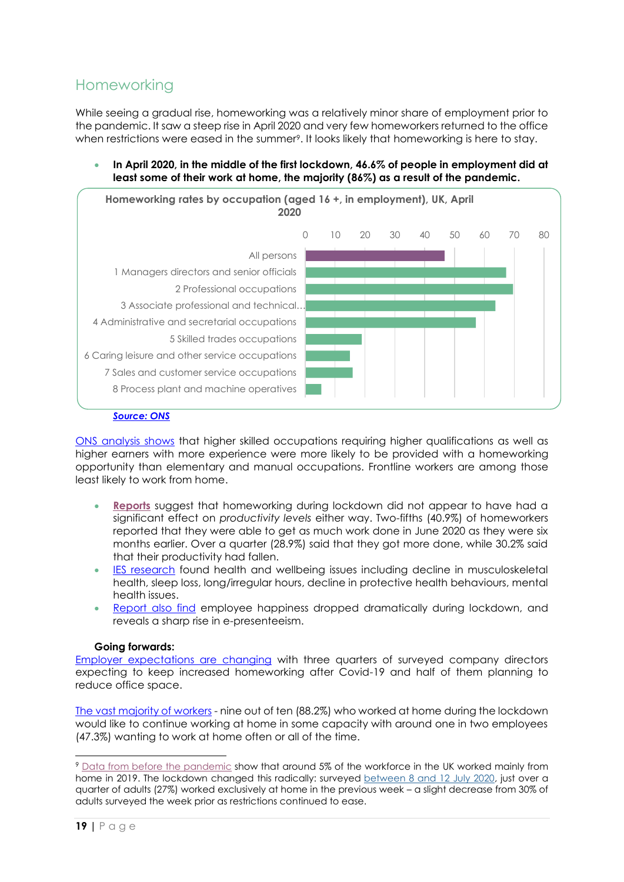## Homeworking

While seeing a gradual rise, homeworking was a relatively minor share of employment prior to the pandemic. It saw a steep rise in April 2020 and very few homeworkers returned to the office when restrictions were eased in the summer[9]. It looks likely that homeworking is here to stay.

- **In April 2020, in the middle of the first lockdown, 46.6% of people in employment did at least some of their work at home, the majority (86%) as a result of the pandemic.**

Homeworking rates by occupation (aged 16 +, in employment), UK, April 2020

0 10 20 30 40 50 60 70 80

All persons
1 Managers directors and senior officials
2 Professional occupations
3 Associate professional and technical...
4 Administrative and secretarial occupations
5 Skilled trades occupations
6 Caring leisure and other service occupations
7 Sales and customer service occupations
8 Process plant and machine operatives

*Source: ONS*

ONS analysis shows that higher skilled occupations requiring higher qualifications as well as higher earners with more experience were more likely to be provided with a homeworking opportunity than elementary and manual occupations. Frontline workers are among those least likely to work from home.

- **Reports** suggest that homeworking during lockdown did not appear to have had a significant effect on *productivity levels* either way. Two-fifths (40.9%) of homeworkers reported that they were able to get as much work done in June 2020 as they were six months earlier. Over a quarter (28.9%) said that they got more done, while 30.2% said that their productivity had fallen.
- IES research found health and wellbeing issues including decline in musculoskeletal health, sleep loss, long/irregular hours, decline in protective health behaviours, mental health issues.
- Report also find employee happiness dropped dramatically during lockdown, and reveals a sharp rise in e-presenteeism.

**Going forwards:**

Employer expectations are changing with three quarters of surveyed company directors expecting to keep increased homeworking after Covid-19 and half of them planning to reduce office space.

The vast majority of workers - nine out of ten (88.2%) who worked at home during the lockdown would like to continue working at home in some capacity with around one in two employees (47.3%) wanting to work at home often or all of the time.

[9] Data from before the pandemic show that around 5% of the workforce in the UK worked mainly from home in 2019. The lockdown changed this radically: surveyed between 8 and 12 July 2020, just over a quarter of adults (27%) worked exclusively at home in the previous week – a slight decrease from 30% of adults surveyed the week prior as restrictions continued to ease.